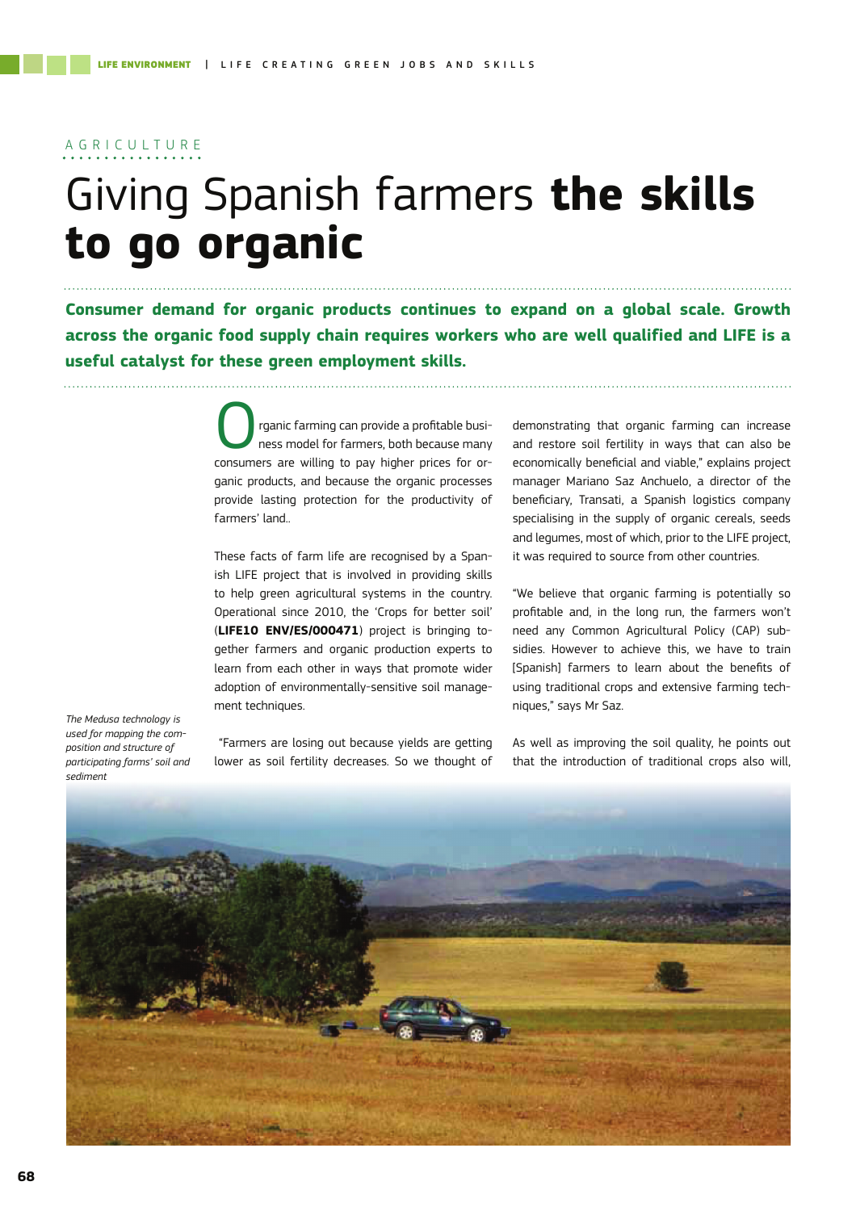AGRICULTURE

# Giving Spanish farmers **the skills to go organic**

**Consumer demand for organic products continues to expand on a global scale. Growth across the organic food supply chain requires workers who are well qualified and LIFE is a useful catalyst for these green employment skills.**

Organic farming can provide a profitable business model for farmers, both because many consumers are willing to pay higher prices for organic products, and because the organic processes provide lasting protection for the productivity of farmers' land..

These facts of farm life are recognised by a Spanish LIFE project that is involved in providing skills to help green agricultural systems in the country. Operational since 2010, the 'Crops for better soil' (**LIFE10 ENV/ES/000471**) project is bringing together farmers and organic production experts to learn from each other in ways that promote wider adoption of environmentally-sensitive soil management techniques.

"Farmers are losing out because yields are getting lower as soil fertility decreases. So we thought of demonstrating that organic farming can increase and restore soil fertility in ways that can also be economically beneficial and viable," explains project manager Mariano Saz Anchuelo, a director of the beneficiary, Transati, a Spanish logistics company specialising in the supply of organic cereals, seeds and legumes, most of which, prior to the LIFE project, it was required to source from other countries.

"We believe that organic farming is potentially so profitable and, in the long run, the farmers won't need any Common Agricultural Policy (CAP) subsidies. However to achieve this, we have to train [Spanish] farmers to learn about the benefits of using traditional crops and extensive farming techniques," says Mr Saz.

As well as improving the soil quality, he points out that the introduction of traditional crops also will,

*The Medusa technology is used for mapping the composition and structure of participating farms' soil and sediment*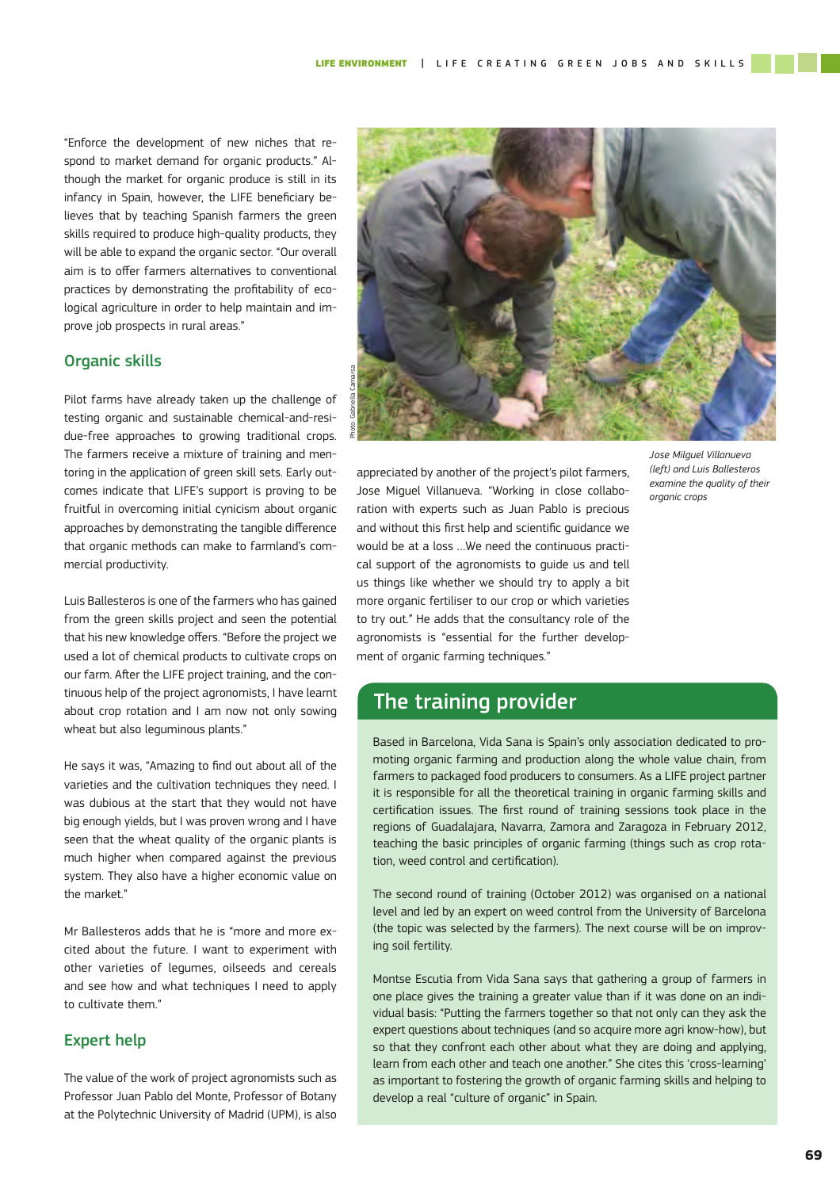"Enforce the development of new niches that respond to market demand for organic products." Although the market for organic produce is still in its infancy in Spain, however, the LIFE beneficiary believes that by teaching Spanish farmers the green skills required to produce high-quality products, they will be able to expand the organic sector. "Our overall aim is to offer farmers alternatives to conventional practices by demonstrating the profitability of ecological agriculture in order to help maintain and improve job prospects in rural areas."

## Organic skills

Pilot farms have already taken up the challenge of testing organic and sustainable chemical-and-residue-free approaches to growing traditional crops. The farmers receive a mixture of training and mentoring in the application of green skill sets. Early outcomes indicate that LIFE's support is proving to be fruitful in overcoming initial cynicism about organic approaches by demonstrating the tangible difference that organic methods can make to farmland's commercial productivity.

Luis Ballesteros is one of the farmers who has gained from the green skills project and seen the potential that his new knowledge offers. "Before the project we used a lot of chemical products to cultivate crops on our farm. After the LIFE project training, and the continuous help of the project agronomists, I have learnt about crop rotation and I am now not only sowing wheat but also leguminous plants."

He says it was, "Amazing to find out about all of the varieties and the cultivation techniques they need. I was dubious at the start that they would not have big enough yields, but I was proven wrong and I have seen that the wheat quality of the organic plants is much higher when compared against the previous system. They also have a higher economic value on the market."

Mr Ballesteros adds that he is "more and more excited about the future. I want to experiment with other varieties of legumes, oilseeds and cereals and see how and what techniques I need to apply to cultivate them."

## Expert help

The value of the work of project agronomists such as Professor Juan Pablo del Monte, Professor of Botany at the Polytechnic University of Madrid (UPM), is also appreciated by another of the project's pilot farmers, Jose Miguel Villanueva. "Working in close collaboration with experts such as Juan Pablo is precious and without this first help and scientific guidance we would be at a loss …We need the continuous practical support of the agronomists to guide us and tell us things like whether we should try to apply a bit more organic fertiliser to our crop or which varieties to try out." He adds that the consultancy role of the agronomists is "essential for the further development of organic farming techniques."

Photo: Gabriella Camarsa

*Jose Milguel Villanueva (left) and Luis Ballesteros examine the quality of their organic crops*

## The training provider

Based in Barcelona, Vida Sana is Spain's only association dedicated to promoting organic farming and production along the whole value chain, from farmers to packaged food producers to consumers. As a LIFE project partner it is responsible for all the theoretical training in organic farming skills and certification issues. The first round of training sessions took place in the regions of Guadalajara, Navarra, Zamora and Zaragoza in February 2012, teaching the basic principles of organic farming (things such as crop rotation, weed control and certification).

The second round of training (October 2012) was organised on a national level and led by an expert on weed control from the University of Barcelona (the topic was selected by the farmers). The next course will be on improving soil fertility.

Montse Escutia from Vida Sana says that gathering a group of farmers in one place gives the training a greater value than if it was done on an individual basis: "Putting the farmers together so that not only can they ask the expert questions about techniques (and so acquire more agri know-how), but so that they confront each other about what they are doing and applying, learn from each other and teach one another." She cites this 'cross-learning' as important to fostering the growth of organic farming skills and helping to develop a real "culture of organic" in Spain.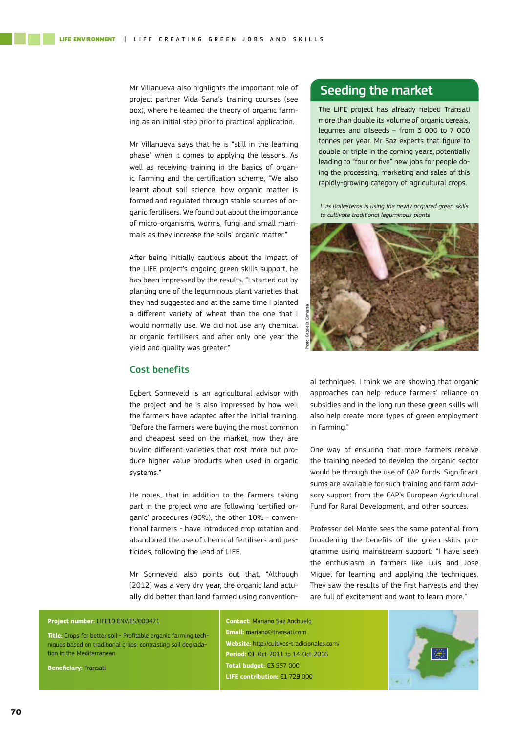Mr Villanueva also highlights the important role of project partner Vida Sana's training courses (see box), where he learned the theory of organic farming as an initial step prior to practical application.

Mr Villanueva says that he is "still in the learning phase" when it comes to applying the lessons. As well as receiving training in the basics of organic farming and the certification scheme, "We also learnt about soil science, how organic matter is formed and regulated through stable sources of organic fertilisers. We found out about the importance of micro-organisms, worms, fungi and small mammals as they increase the soils' organic matter."

After being initially cautious about the impact of the LIFE project's ongoing green skills support, he has been impressed by the results. "I started out by planting one of the leguminous plant varieties that they had suggested and at the same time I planted a different variety of wheat than the one that I would normally use. We did not use any chemical or organic fertilisers and after only one year the yield and quality was greater."

## Seeding the market

The LIFE project has already helped Transati more than double its volume of organic cereals, legumes and oilseeds – from 3 000 to 7 000 tonnes per year. Mr Saz expects that figure to double or triple in the coming years, potentially leading to "four or five" new jobs for people doing the processing, marketing and sales of this rapidly-growing category of agricultural crops.

*Luis Ballesteros is using the newly acquired green skills to cultivate traditional leguminous plants*

Photo: Gabriella Camarsa

### Cost benefits

Egbert Sonneveld is an agricultural advisor with the project and he is also impressed by how well the farmers have adapted after the initial training. "Before the farmers were buying the most common and cheapest seed on the market, now they are buying different varieties that cost more but produce higher value products when used in organic systems."

He notes, that in addition to the farmers taking part in the project who are following 'certified organic' procedures (90%), the other 10% - conventional farmers - have introduced crop rotation and abandoned the use of chemical fertilisers and pesticides, following the lead of LIFE.

Mr Sonneveld also points out that, "Although [2012] was a very dry year, the organic land actually did better than land farmed using conventional techniques. I think we are showing that organic approaches can help reduce farmers' reliance on subsidies and in the long run these green skills will also help create more types of green employment in farming."

One way of ensuring that more farmers receive the training needed to develop the organic sector would be through the use of CAP funds. Significant sums are available for such training and farm advisory support from the CAP's European Agricultural Fund for Rural Development, and other sources.

Professor del Monte sees the same potential from broadening the benefits of the green skills programme using mainstream support: "I have seen the enthusiasm in farmers like Luis and Jose Miguel for learning and applying the techniques. They saw the results of the first harvests and they are full of excitement and want to learn more."

**Project number:** LIFE10 ENV/ES/000471

**Title:** Crops for better soil - Profitable organic farming techniques based on traditional crops: contrasting soil degradation in the Mediterranean

**Beneficiary:** Transati

**Contact:** Mariano Saz Anchuelo

**Email:** mariano@transati.com

**Website:** http://cultivos-tradicionales.com/

**Period:** 01-Oct-2011 to 14-Oct-2016

**Total budget:** €3 557 000

**LIFE contribution:** €1 729 000